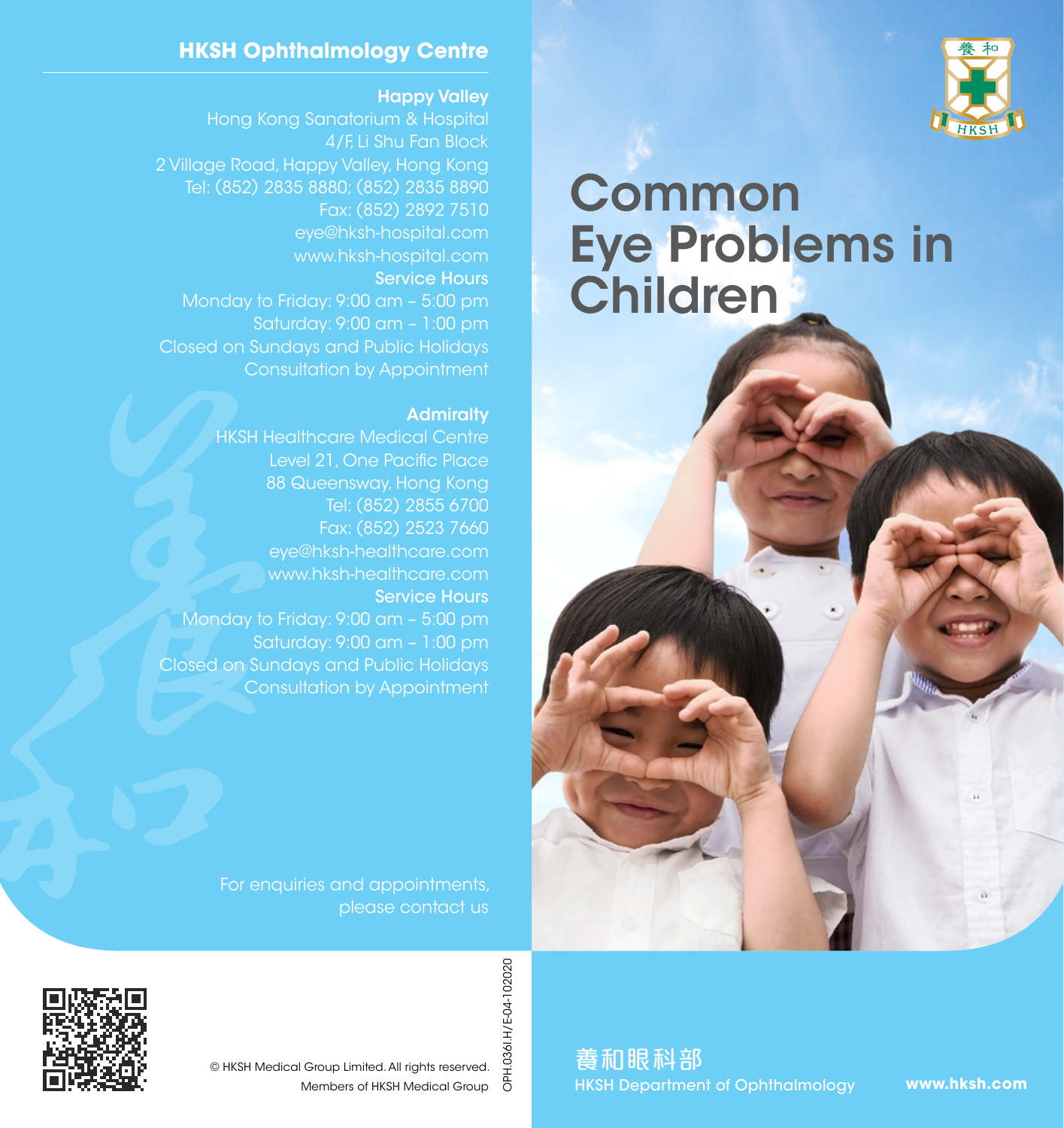# Common Eye Problems in Children

養和眼科部
HKSH Department of Ophthalmology

www.hksh.com

## HKSH Ophthalmology Centre

**Happy Valley**

Hong Kong Sanatorium & Hospital
4/F, Li Shu Fan Block
2 Village Road, Happy Valley, Hong Kong
Tel: (852) 2835 8880; (852) 2835 8890
Fax: (852) 2892 7510
eye@hksh-hospital.com
www.hksh-hospital.com

**Service Hours**

Monday to Friday: 9:00 am – 5:00 pm
Saturday: 9:00 am – 1:00 pm
Closed on Sundays and Public Holidays
Consultation by Appointment

**Admiralty**

HKSH Healthcare Medical Centre
Level 21, One Pacific Place
88 Queensway, Hong Kong
Tel: (852) 2855 6700
Fax: (852) 2523 7660
eye@hksh-healthcare.com
www.hksh-healthcare.com

**Service Hours**

Monday to Friday: 9:00 am – 5:00 pm
Saturday: 9:00 am – 1:00 pm
Closed on Sundays and Public Holidays
Consultation by Appointment

For enquiries and appointments, please contact us

© HKSH Medical Group Limited. All rights reserved.
Members of HKSH Medical Group

OPH.036I.H/E-04-102020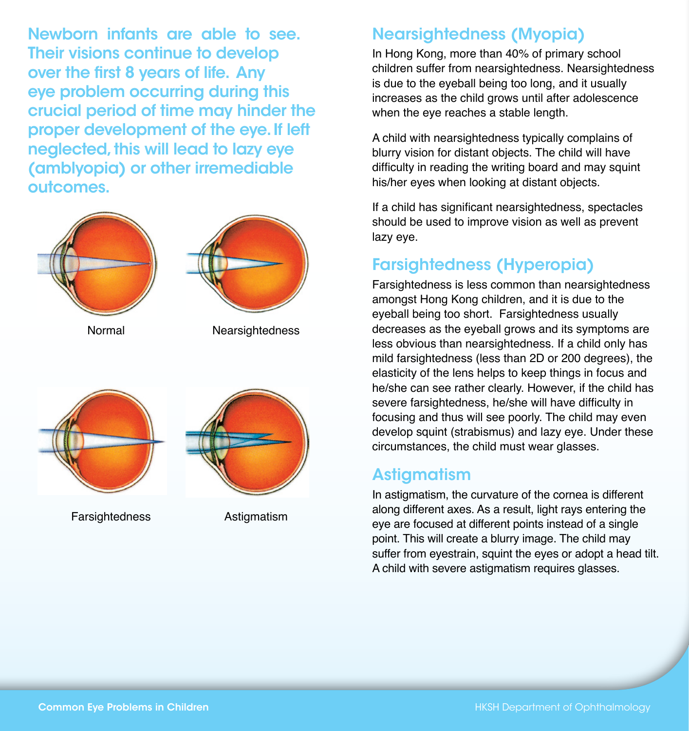**Newborn infants are able to see. Their visions continue to develop over the first 8 years of life. Any eye problem occurring during this crucial period of time may hinder the proper development of the eye. If left neglected, this will lead to lazy eye (amblyopia) or other irremediable outcomes.**

Normal

Nearsightedness

Farsightedness

Astigmatism

## Nearsightedness (Myopia)

In Hong Kong, more than 40% of primary school children suffer from nearsightedness. Nearsightedness is due to the eyeball being too long, and it usually increases as the child grows until after adolescence when the eye reaches a stable length.

A child with nearsightedness typically complains of blurry vision for distant objects. The child will have difficulty in reading the writing board and may squint his/her eyes when looking at distant objects.

If a child has significant nearsightedness, spectacles should be used to improve vision as well as prevent lazy eye.

## Farsightedness (Hyperopia)

Farsightedness is less common than nearsightedness amongst Hong Kong children, and it is due to the eyeball being too short. Farsightedness usually decreases as the eyeball grows and its symptoms are less obvious than nearsightedness. If a child only has mild farsightedness (less than 2D or 200 degrees), the elasticity of the lens helps to keep things in focus and he/she can see rather clearly. However, if the child has severe farsightedness, he/she will have difficulty in focusing and thus will see poorly. The child may even develop squint (strabismus) and lazy eye. Under these circumstances, the child must wear glasses.

## Astigmatism

In astigmatism, the curvature of the cornea is different along different axes. As a result, light rays entering the eye are focused at different points instead of a single point. This will create a blurry image. The child may suffer from eyestrain, squint the eyes or adopt a head tilt. A child with severe astigmatism requires glasses.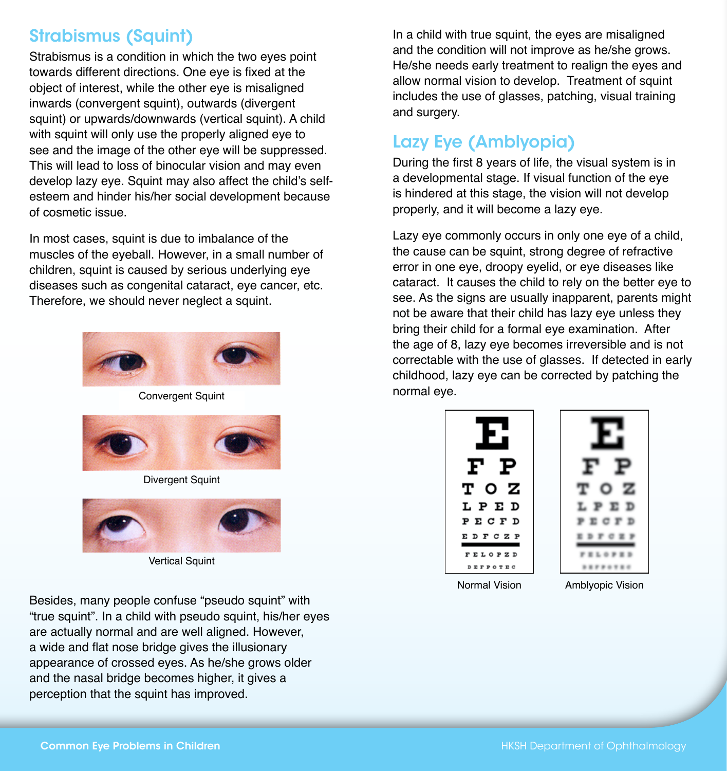## Strabismus (Squint)

Strabismus is a condition in which the two eyes point towards different directions. One eye is fixed at the object of interest, while the other eye is misaligned inwards (convergent squint), outwards (divergent squint) or upwards/downwards (vertical squint). A child with squint will only use the properly aligned eye to see and the image of the other eye will be suppressed. This will lead to loss of binocular vision and may even develop lazy eye. Squint may also affect the child's self-esteem and hinder his/her social development because of cosmetic issue.

In most cases, squint is due to imbalance of the muscles of the eyeball. However, in a small number of children, squint is caused by serious underlying eye diseases such as congenital cataract, eye cancer, etc. Therefore, we should never neglect a squint.

Convergent Squint

Divergent Squint

Vertical Squint

Besides, many people confuse "pseudo squint" with "true squint". In a child with pseudo squint, his/her eyes are actually normal and are well aligned. However, a wide and flat nose bridge gives the illusionary appearance of crossed eyes. As he/she grows older and the nasal bridge becomes higher, it gives a perception that the squint has improved.

In a child with true squint, the eyes are misaligned and the condition will not improve as he/she grows. He/she needs early treatment to realign the eyes and allow normal vision to develop. Treatment of squint includes the use of glasses, patching, visual training and surgery.

## Lazy Eye (Amblyopia)

During the first 8 years of life, the visual system is in a developmental stage. If visual function of the eye is hindered at this stage, the vision will not develop properly, and it will become a lazy eye.

Lazy eye commonly occurs in only one eye of a child, the cause can be squint, strong degree of refractive error in one eye, droopy eyelid, or eye diseases like cataract. It causes the child to rely on the better eye to see. As the signs are usually inapparent, parents might not be aware that their child has lazy eye unless they bring their child for a formal eye examination. After the age of 8, lazy eye becomes irreversible and is not correctable with the use of glasses. If detected in early childhood, lazy eye can be corrected by patching the normal eye.

Normal Vision

Amblyopic Vision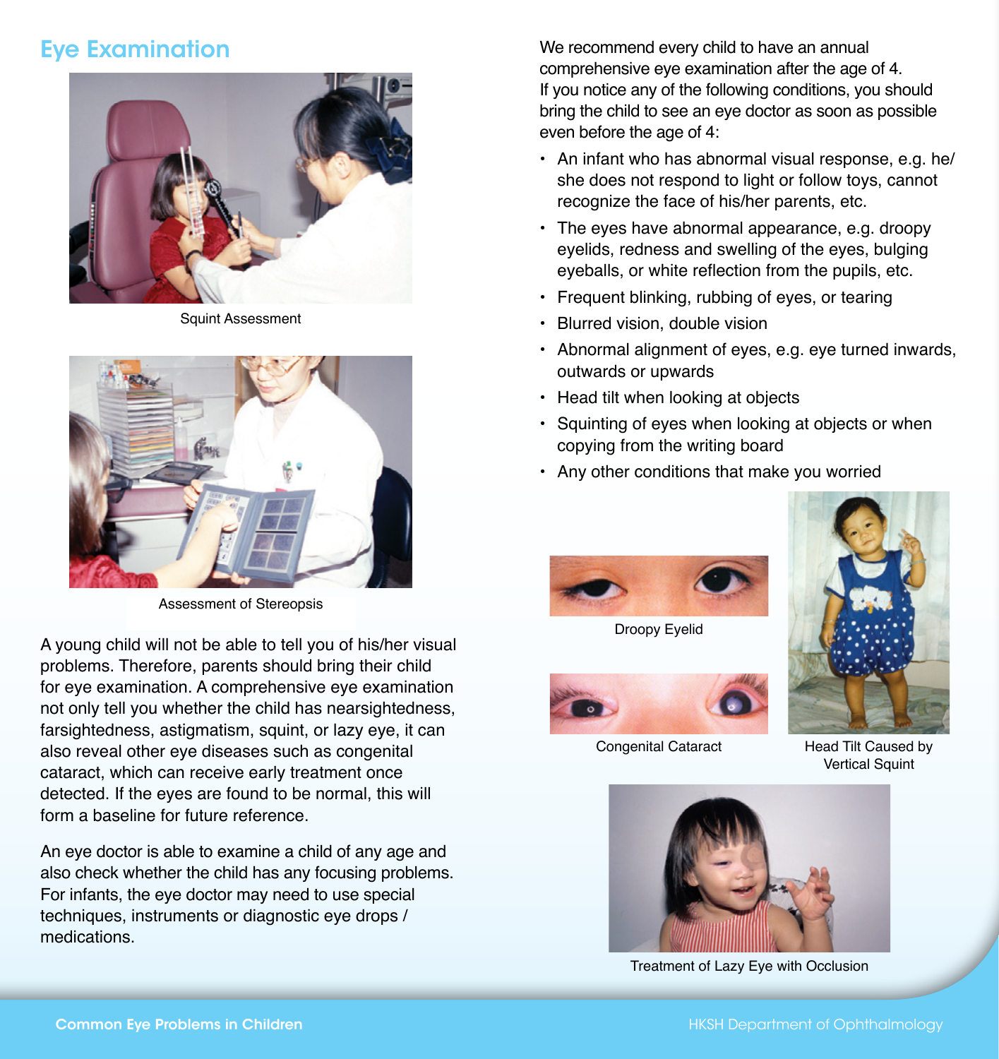## Eye Examination

Squint Assessment

Assessment of Stereopsis

A young child will not be able to tell you of his/her visual problems. Therefore, parents should bring their child for eye examination. A comprehensive eye examination not only tell you whether the child has nearsightedness, farsightedness, astigmatism, squint, or lazy eye, it can also reveal other eye diseases such as congenital cataract, which can receive early treatment once detected. If the eyes are found to be normal, this will form a baseline for future reference.

An eye doctor is able to examine a child of any age and also check whether the child has any focusing problems. For infants, the eye doctor may need to use special techniques, instruments or diagnostic eye drops / medications.

We recommend every child to have an annual comprehensive eye examination after the age of 4. If you notice any of the following conditions, you should bring the child to see an eye doctor as soon as possible even before the age of 4:

- An infant who has abnormal visual response, e.g. he/she does not respond to light or follow toys, cannot recognize the face of his/her parents, etc.
- The eyes have abnormal appearance, e.g. droopy eyelids, redness and swelling of the eyes, bulging eyeballs, or white reflection from the pupils, etc.
- Frequent blinking, rubbing of eyes, or tearing
- Blurred vision, double vision
- Abnormal alignment of eyes, e.g. eye turned inwards, outwards or upwards
- Head tilt when looking at objects
- Squinting of eyes when looking at objects or when copying from the writing board
- Any other conditions that make you worried

Droopy Eyelid

Congenital Cataract

Head Tilt Caused by Vertical Squint

Treatment of Lazy Eye with Occlusion